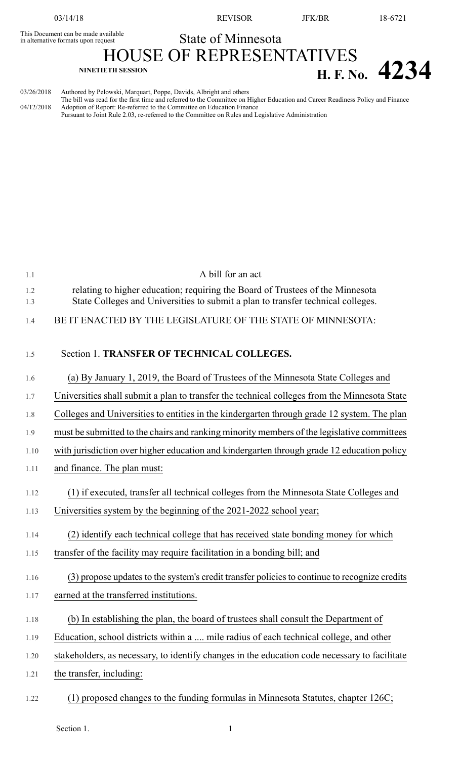This Document can be made available in alternative formats upon request

State of Minnesota

# HOUSE OF REPRESENTATIVES

NINETIETH SESSION

# H. F. No. 4234

03/26/2018 Authored by Pelowski, Marquart, Poppe, Davids, Albright and others
The bill was read for the first time and referred to the Committee on Higher Education and Career Readiness Policy and Finance
04/12/2018 Adoption of Report: Re-referred to the Committee on Education Finance
Pursuant to Joint Rule 2.03, re-referred to the Committee on Rules and Legislative Administration

A bill for an act

relating to higher education; requiring the Board of Trustees of the Minnesota State Colleges and Universities to submit a plan to transfer technical colleges.

BE IT ENACTED BY THE LEGISLATURE OF THE STATE OF MINNESOTA:

Section 1. **TRANSFER OF TECHNICAL COLLEGES.**

(a) By January 1, 2019, the Board of Trustees of the Minnesota State Colleges and Universities shall submit a plan to transfer the technical colleges from the Minnesota State Colleges and Universities to entities in the kindergarten through grade 12 system. The plan must be submitted to the chairs and ranking minority members of the legislative committees with jurisdiction over higher education and kindergarten through grade 12 education policy and finance. The plan must:

(1) if executed, transfer all technical colleges from the Minnesota State Colleges and Universities system by the beginning of the 2021-2022 school year;

(2) identify each technical college that has received state bonding money for which transfer of the facility may require facilitation in a bonding bill; and

(3) propose updates to the system's credit transfer policies to continue to recognize credits earned at the transferred institutions.

(b) In establishing the plan, the board of trustees shall consult the Department of Education, school districts within a .... mile radius of each technical college, and other stakeholders, as necessary, to identify changes in the education code necessary to facilitate the transfer, including:

(1) proposed changes to the funding formulas in Minnesota Statutes, chapter 126C;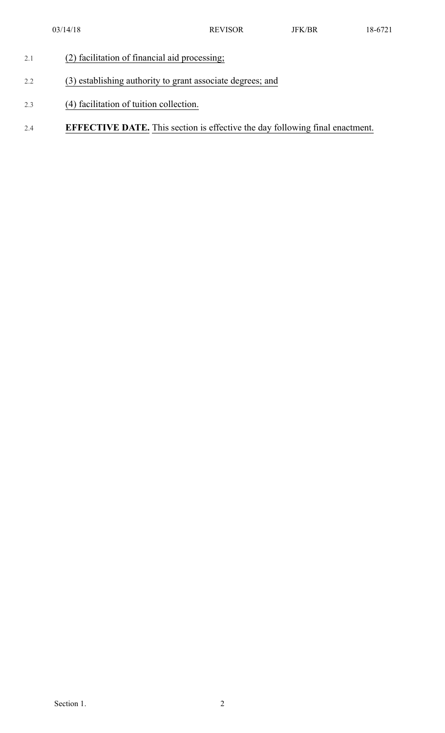(2) facilitation of financial aid processing;

(3) establishing authority to grant associate degrees; and

(4) facilitation of tuition collection.

**EFFECTIVE DATE.** This section is effective the day following final enactment.